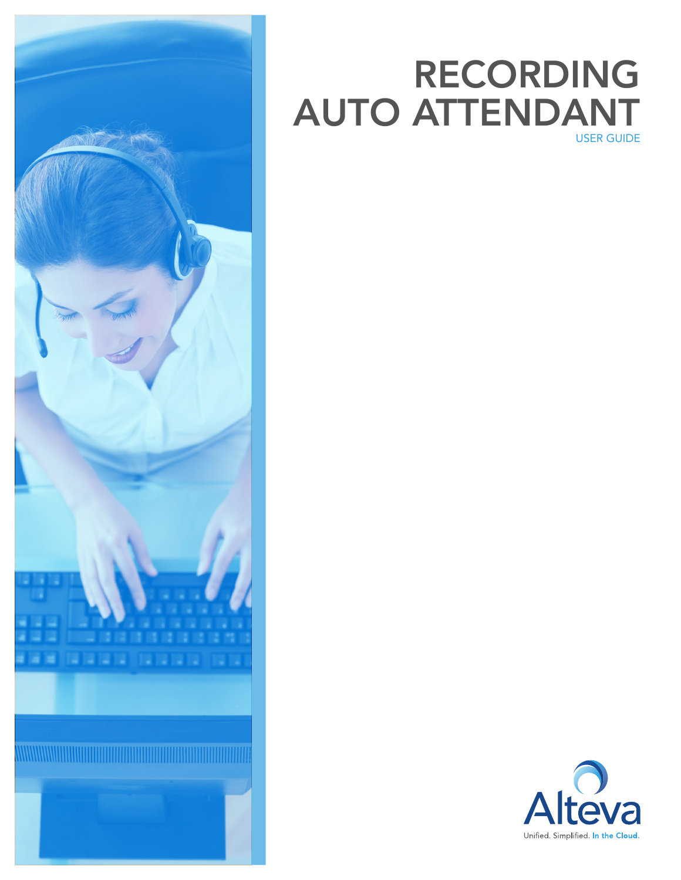# RECORDING AUTO ATTENDANT

USER GUIDE

Alteva

Unified. Simplified. **In the Cloud.**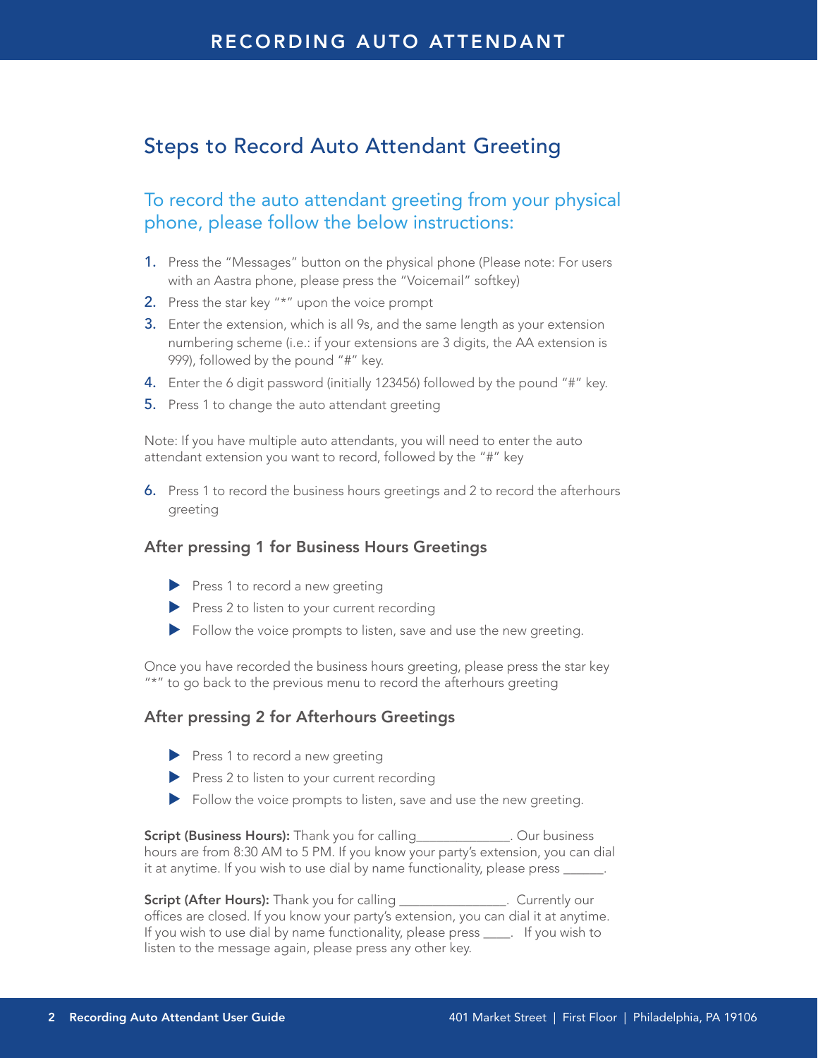# RECORDING AUTO ATTENDANT

## Steps to Record Auto Attendant Greeting

### To record the auto attendant greeting from your physical phone, please follow the below instructions:

1. Press the "Messages" button on the physical phone (Please note: For users with an Aastra phone, please press the "Voicemail" softkey)
2. Press the star key "*" upon the voice prompt
3. Enter the extension, which is all 9s, and the same length as your extension numbering scheme (i.e.: if your extensions are 3 digits, the AA extension is 999), followed by the pound "#" key.
4. Enter the 6 digit password (initially 123456) followed by the pound "#" key.
5. Press 1 to change the auto attendant greeting

Note: If you have multiple auto attendants, you will need to enter the auto attendant extension you want to record, followed by the "#" key

6. Press 1 to record the business hours greetings and 2 to record the afterhours greeting

#### After pressing 1 for Business Hours Greetings

- Press 1 to record a new greeting
- Press 2 to listen to your current recording
- Follow the voice prompts to listen, save and use the new greeting.

Once you have recorded the business hours greeting, please press the star key "*" to go back to the previous menu to record the afterhours greeting

#### After pressing 2 for Afterhours Greetings

- Press 1 to record a new greeting
- Press 2 to listen to your current recording
- Follow the voice prompts to listen, save and use the new greeting.

**Script (Business Hours):** Thank you for calling______________. Our business hours are from 8:30 AM to 5 PM. If you know your party's extension, you can dial it at anytime. If you wish to use dial by name functionality, please press ______.

**Script (After Hours):** Thank you for calling ________________. Currently our offices are closed. If you know your party's extension, you can dial it at anytime. If you wish to use dial by name functionality, please press ____. If you wish to listen to the message again, please press any other key.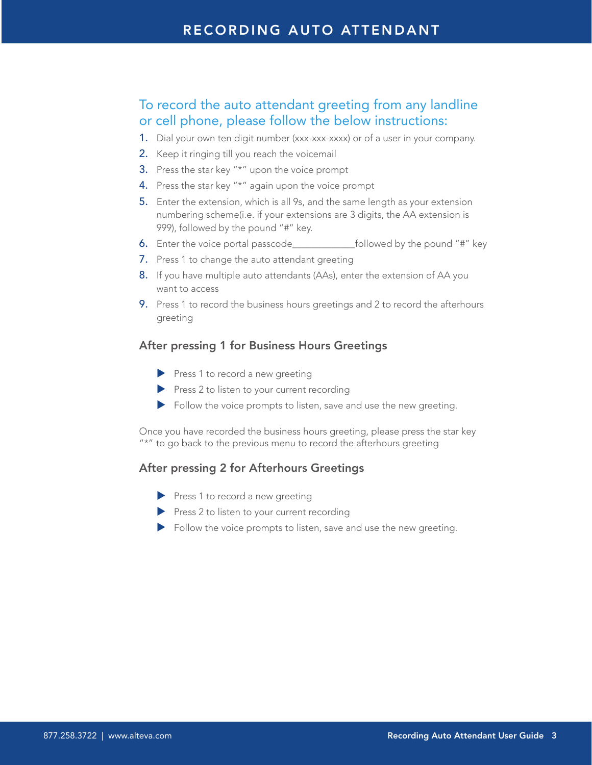# RECORDING AUTO ATTENDANT

## To record the auto attendant greeting from any landline or cell phone, please follow the below instructions:

1. Dial your own ten digit number (xxx-xxx-xxxx) or of a user in your company.
2. Keep it ringing till you reach the voicemail
3. Press the star key "*" upon the voice prompt
4. Press the star key "*" again upon the voice prompt
5. Enter the extension, which is all 9s, and the same length as your extension numbering scheme(i.e. if your extensions are 3 digits, the AA extension is 999), followed by the pound "#" key.
6. Enter the voice portal passcode____________followed by the pound "#" key
7. Press 1 to change the auto attendant greeting
8. If you have multiple auto attendants (AAs), enter the extension of AA you want to access
9. Press 1 to record the business hours greetings and 2 to record the afterhours greeting

### After pressing 1 for Business Hours Greetings

- Press 1 to record a new greeting
- Press 2 to listen to your current recording
- Follow the voice prompts to listen, save and use the new greeting.

Once you have recorded the business hours greeting, please press the star key "*" to go back to the previous menu to record the afterhours greeting

### After pressing 2 for Afterhours Greetings

- Press 1 to record a new greeting
- Press 2 to listen to your current recording
- Follow the voice prompts to listen, save and use the new greeting.